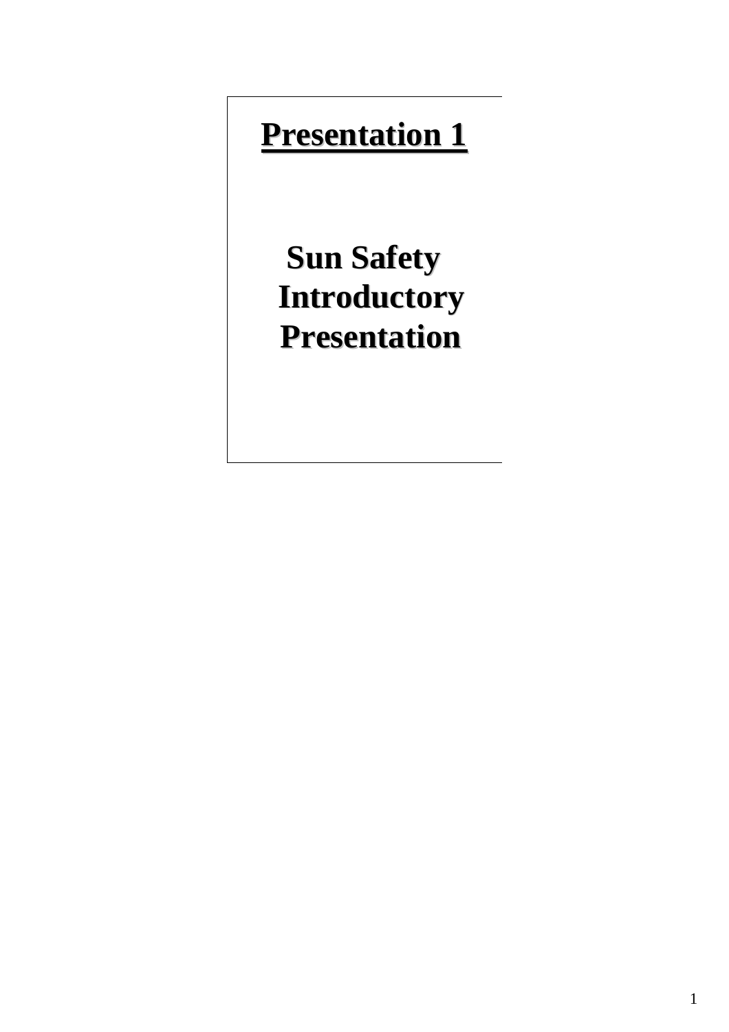# Presentation 1

## Sun Safety Introductory Presentation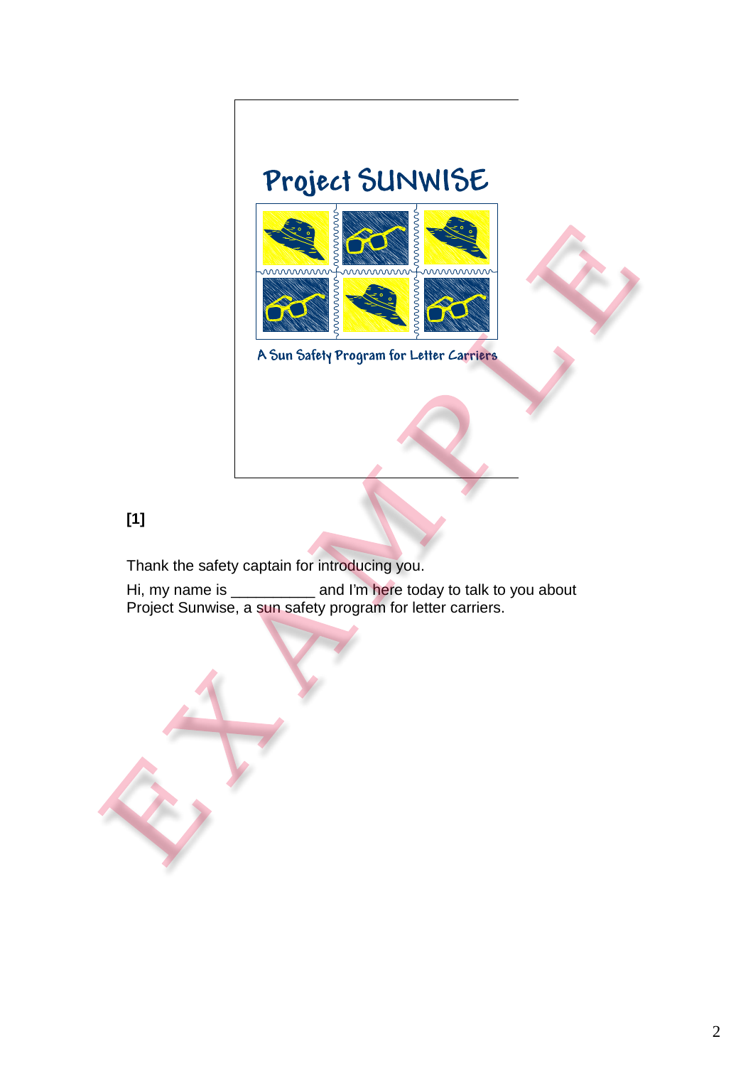Project SUNWISE

A Sun Safety Program for Letter Carriers

**[1]**

Thank the safety captain for introducing you.

Hi, my name is __________ and I'm here today to talk to you about Project Sunwise, a sun safety program for letter carriers.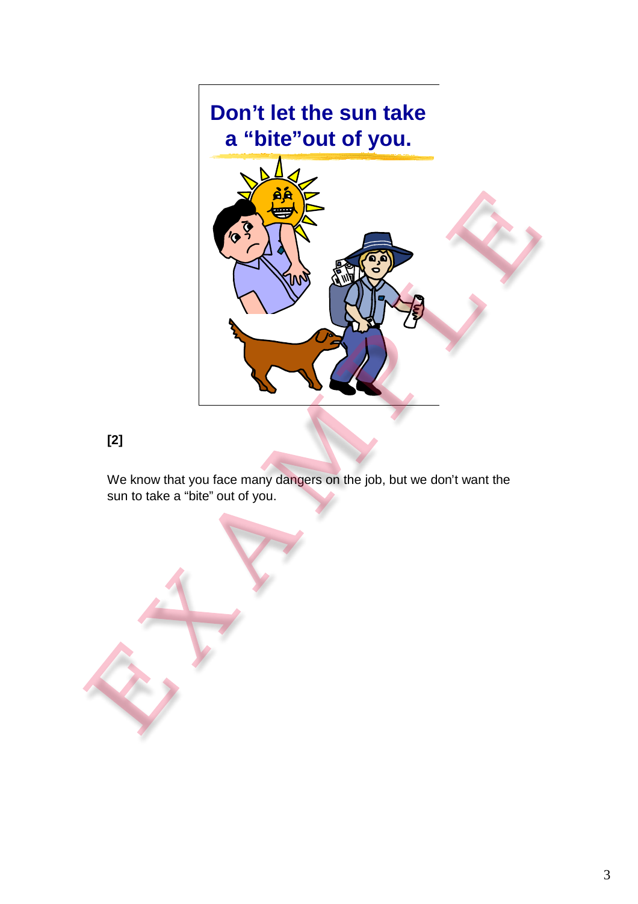**Don't let the sun take a "bite"out of you.**

**[2]**

We know that you face many dangers on the job, but we don't want the sun to take a "bite" out of you.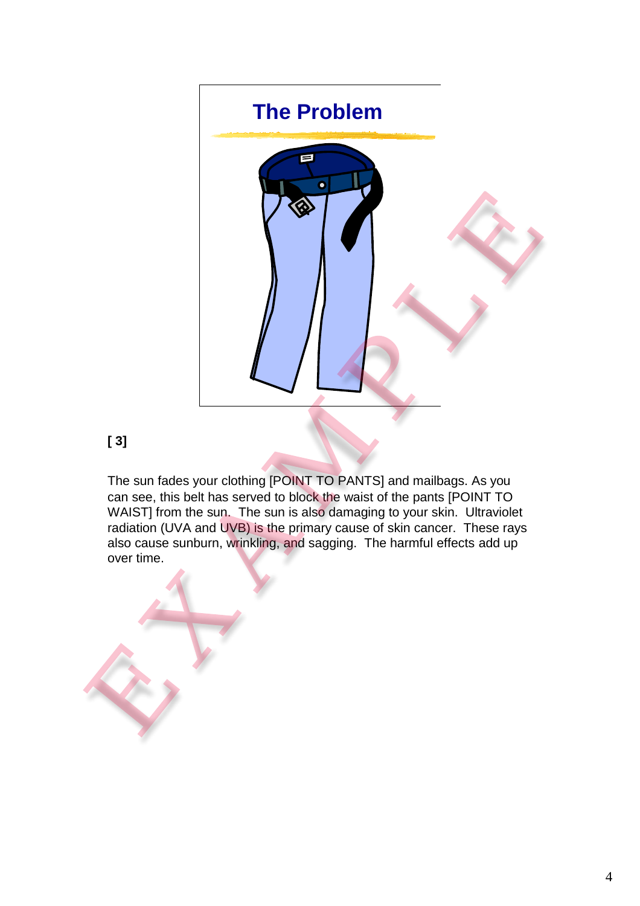## The Problem

**[ 3]**

The sun fades your clothing [POINT TO PANTS] and mailbags. As you can see, this belt has served to block the waist of the pants [POINT TO WAIST] from the sun. The sun is also damaging to your skin. Ultraviolet radiation (UVA and UVB) is the primary cause of skin cancer. These rays also cause sunburn, wrinkling, and sagging. The harmful effects add up over time.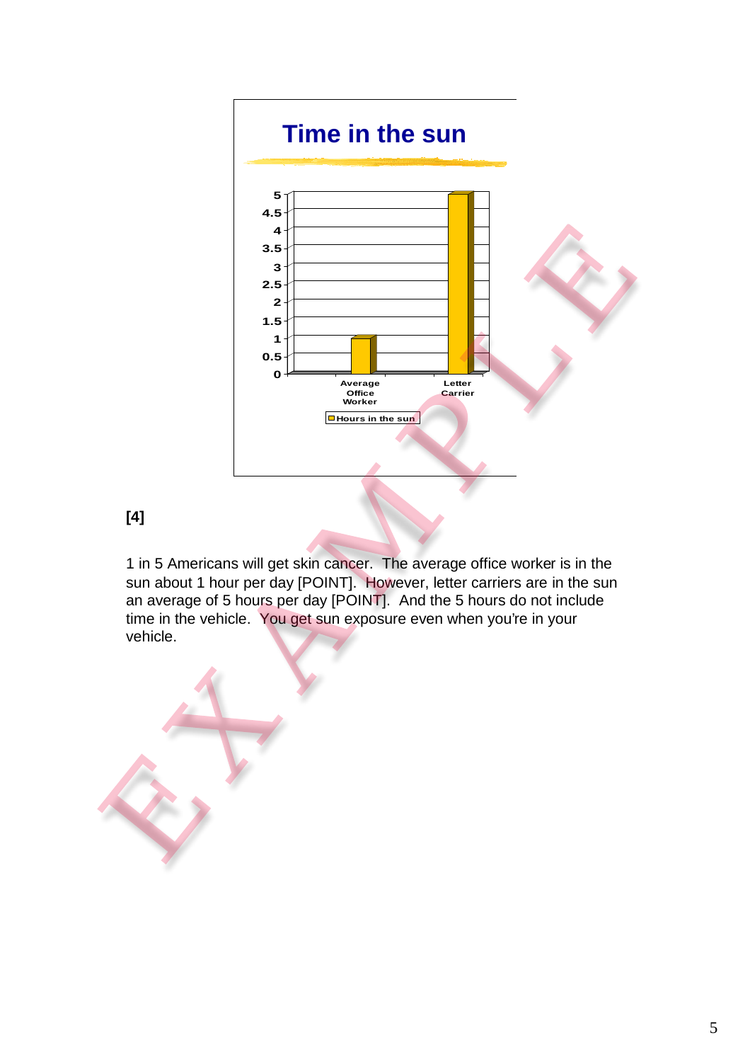Time in the sun

5
4.5
4
3.5
3
2.5
2
1.5
1
0.5
0

Average Office Worker

Letter Carrier

Hours in the sun

**[4]**

1 in 5 Americans will get skin cancer. The average office worker is in the sun about 1 hour per day [POINT]. However, letter carriers are in the sun an average of 5 hours per day [POINT]. And the 5 hours do not include time in the vehicle. You get sun exposure even when you're in your vehicle.